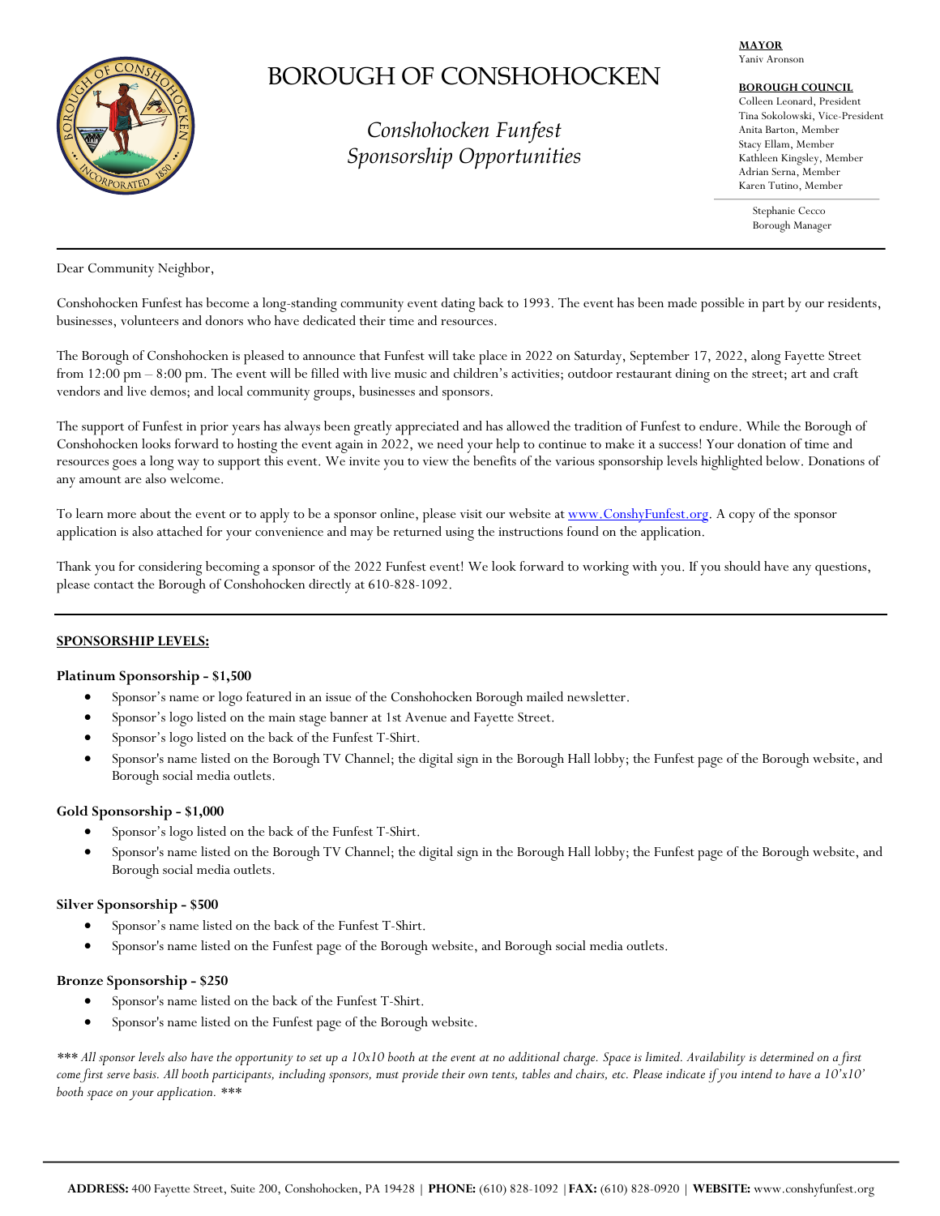# BOROUGH OF CONSHOHOCKEN

*Conshohocken Funfest*
*Sponsorship Opportunities*

**MAYOR**
Yaniv Aronson

**BOROUGH COUNCIL**
Colleen Leonard, President
Tina Sokolowski, Vice-President
Anita Barton, Member
Stacy Ellam, Member
Kathleen Kingsley, Member
Adrian Serna, Member
Karen Tutino, Member

Stephanie Cecco
Borough Manager

---

Dear Community Neighbor,

Conshohocken Funfest has become a long-standing community event dating back to 1993. The event has been made possible in part by our residents, businesses, volunteers and donors who have dedicated their time and resources.

The Borough of Conshohocken is pleased to announce that Funfest will take place in 2022 on Saturday, September 17, 2022, along Fayette Street from 12:00 pm – 8:00 pm. The event will be filled with live music and children's activities; outdoor restaurant dining on the street; art and craft vendors and live demos; and local community groups, businesses and sponsors.

The support of Funfest in prior years has always been greatly appreciated and has allowed the tradition of Funfest to endure. While the Borough of Conshohocken looks forward to hosting the event again in 2022, we need your help to continue to make it a success! Your donation of time and resources goes a long way to support this event. We invite you to view the benefits of the various sponsorship levels highlighted below. Donations of any amount are also welcome.

To learn more about the event or to apply to be a sponsor online, please visit our website at [www.ConshyFunfest.org](http://www.ConshyFunfest.org). A copy of the sponsor application is also attached for your convenience and may be returned using the instructions found on the application.

Thank you for considering becoming a sponsor of the 2022 Funfest event! We look forward to working with you. If you should have any questions, please contact the Borough of Conshohocken directly at 610-828-1092.

---

**SPONSORSHIP LEVELS:**

**Platinum Sponsorship - $1,500**

- Sponsor's name or logo featured in an issue of the Conshohocken Borough mailed newsletter.
- Sponsor's logo listed on the main stage banner at 1st Avenue and Fayette Street.
- Sponsor's logo listed on the back of the Funfest T-Shirt.
- Sponsor's name listed on the Borough TV Channel; the digital sign in the Borough Hall lobby; the Funfest page of the Borough website, and Borough social media outlets.

**Gold Sponsorship - $1,000**

- Sponsor's logo listed on the back of the Funfest T-Shirt.
- Sponsor's name listed on the Borough TV Channel; the digital sign in the Borough Hall lobby; the Funfest page of the Borough website, and Borough social media outlets.

**Silver Sponsorship - $500**

- Sponsor's name listed on the back of the Funfest T-Shirt.
- Sponsor's name listed on the Funfest page of the Borough website, and Borough social media outlets.

**Bronze Sponsorship - $250**

- Sponsor's name listed on the back of the Funfest T-Shirt.
- Sponsor's name listed on the Funfest page of the Borough website.

*\*\*\* All sponsor levels also have the opportunity to set up a 10x10 booth at the event at no additional charge. Space is limited. Availability is determined on a first come first serve basis. All booth participants, including sponsors, must provide their own tents, tables and chairs, etc. Please indicate if you intend to have a 10'x10' booth space on your application. \*\*\**

---

**ADDRESS:** 400 Fayette Street, Suite 200, Conshohocken, PA 19428 | **PHONE:** (610) 828-1092 | **FAX:** (610) 828-0920 | **WEBSITE:** www.conshyfunfest.org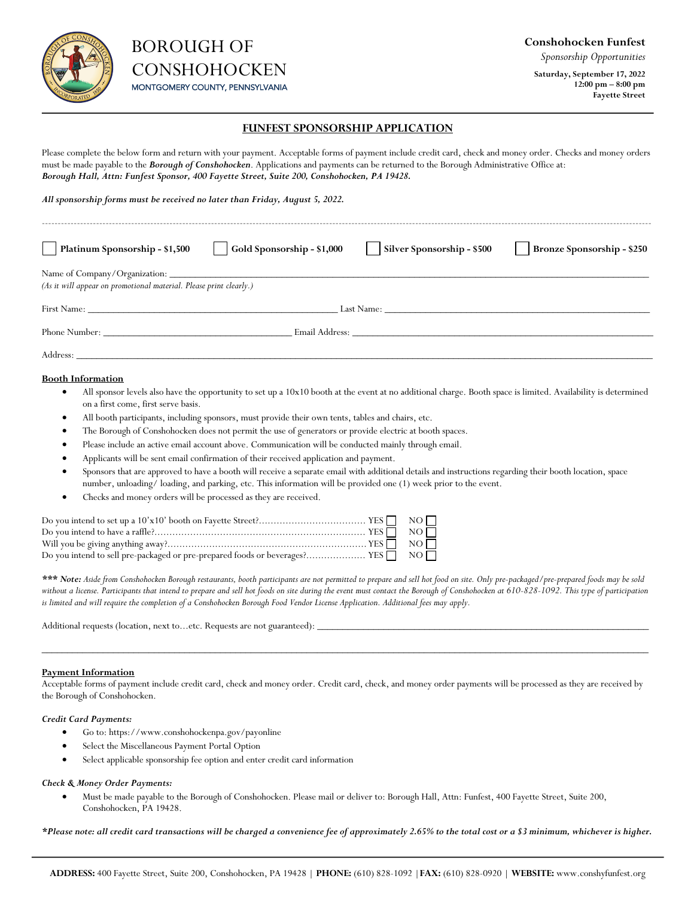# BOROUGH OF CONSHOHOCKEN

MONTGOMERY COUNTY, PENNSYLVANIA

**Conshohocken Funfest**

*Sponsorship Opportunities*

**Saturday, September 17, 2022**
**12:00 pm – 8:00 pm**
**Fayette Street**

## FUNFEST SPONSORSHIP APPLICATION

Please complete the below form and return with your payment. Acceptable forms of payment include credit card, check and money order. Checks and money orders must be made payable to the ***Borough of Conshohocken***. Applications and payments can be returned to the Borough Administrative Office at: ***Borough Hall, Attn: Funfest Sponsor, 400 Fayette Street, Suite 200, Conshohocken, PA 19428.***

***All sponsorship forms must be received no later than Friday, August 5, 2022.***

---

☐ **Platinum Sponsorship - $1,500** ☐ **Gold Sponsorship - $1,000** ☐ **Silver Sponsorship - $500** ☐ **Bronze Sponsorship - $250**

Name of Company/Organization: ______________________________
*(As it will appear on promotional material. Please print clearly.)*

First Name: ______________________ Last Name: ______________________

Phone Number: ______________________ Email Address: ______________________

Address: ______________________________

**Booth Information**

- All sponsor levels also have the opportunity to set up a 10x10 booth at the event at no additional charge. Booth space is limited. Availability is determined on a first come, first serve basis.
- All booth participants, including sponsors, must provide their own tents, tables and chairs, etc.
- The Borough of Conshohocken does not permit the use of generators or provide electric at booth spaces.
- Please include an active email account above. Communication will be conducted mainly through email.
- Applicants will be sent email confirmation of their received application and payment.
- Sponsors that are approved to have a booth will receive a separate email with additional details and instructions regarding their booth location, space number, unloading/ loading, and parking, etc. This information will be provided one (1) week prior to the event.
- Checks and money orders will be processed as they are received.

Do you intend to set up a 10'x10' booth on Fayette Street?.................................... YES ☐ NO ☐
Do you intend to have a raffle?........................................................................ YES ☐ NO ☐
Will you be giving anything away?..................................................................... YES ☐ NO ☐
Do you intend to sell pre-packaged or pre-prepared foods or beverages?.................... YES ☐ NO ☐

***** Note:*** *Aside from Conshohocken Borough restaurants, booth participants are not permitted to prepare and sell hot food on site. Only pre-packaged/pre-prepared foods may be sold without a license. Participants that intend to prepare and sell hot foods on site during the event must contact the Borough of Conshohocken at 610-828-1092. This type of participation is limited and will require the completion of a Conshohocken Borough Food Vendor License Application. Additional fees may apply.*

Additional requests (location, next to...etc. Requests are not guaranteed): ______________________________

---

**Payment Information**

Acceptable forms of payment include credit card, check and money order. Credit card, check, and money order payments will be processed as they are received by the Borough of Conshohocken.

***Credit Card Payments:***

- Go to: https://www.conshohockenpa.gov/payonline
- Select the Miscellaneous Payment Portal Option
- Select applicable sponsorship fee option and enter credit card information

***Check & Money Order Payments:***

- Must be made payable to the Borough of Conshohocken. Please mail or deliver to: Borough Hall, Attn: Funfest, 400 Fayette Street, Suite 200, Conshohocken, PA 19428.

***\*Please note: all credit card transactions will be charged a convenience fee of approximately 2.65% to the total cost or a $3 minimum, whichever is higher.***

**ADDRESS:** 400 Fayette Street, Suite 200, Conshohocken, PA 19428 | **PHONE:** (610) 828-1092 | **FAX:** (610) 828-0920 | **WEBSITE:** www.conshyfunfest.org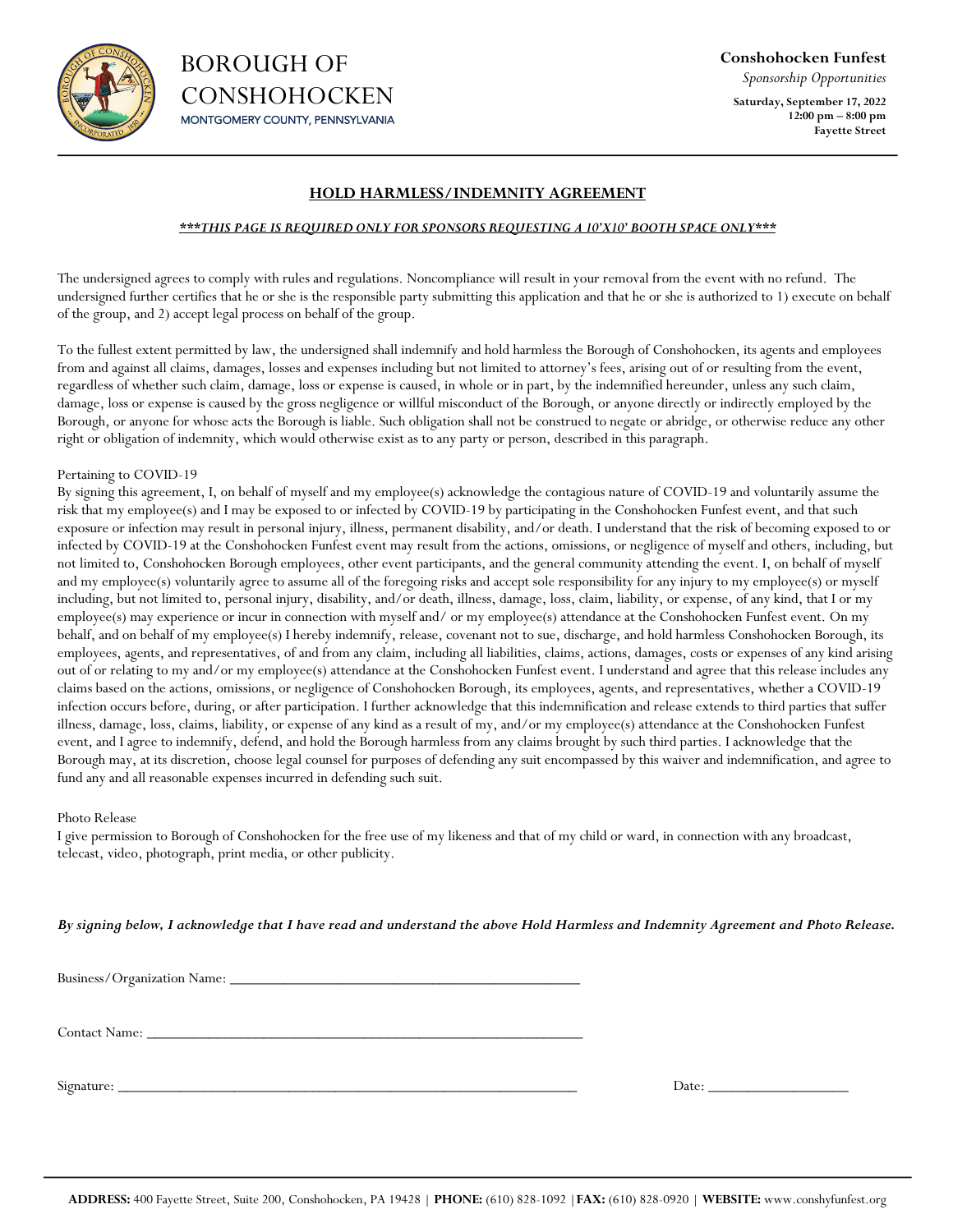BOROUGH OF CONSHOHOCKEN
MONTGOMERY COUNTY, PENNSYLVANIA

**Conshohocken Funfest**
*Sponsorship Opportunities*
**Saturday, September 17, 2022**
**12:00 pm – 8:00 pm**
**Fayette Street**

## HOLD HARMLESS/INDEMNITY AGREEMENT

***\*\*\*THIS PAGE IS REQUIRED ONLY FOR SPONSORS REQUESTING A 10'X10' BOOTH SPACE ONLY\*\*\****

The undersigned agrees to comply with rules and regulations. Noncompliance will result in your removal from the event with no refund. The undersigned further certifies that he or she is the responsible party submitting this application and that he or she is authorized to 1) execute on behalf of the group, and 2) accept legal process on behalf of the group.

To the fullest extent permitted by law, the undersigned shall indemnify and hold harmless the Borough of Conshohocken, its agents and employees from and against all claims, damages, losses and expenses including but not limited to attorney's fees, arising out of or resulting from the event, regardless of whether such claim, damage, loss or expense is caused, in whole or in part, by the indemnified hereunder, unless any such claim, damage, loss or expense is caused by the gross negligence or willful misconduct of the Borough, or anyone directly or indirectly employed by the Borough, or anyone for whose acts the Borough is liable. Such obligation shall not be construed to negate or abridge, or otherwise reduce any other right or obligation of indemnity, which would otherwise exist as to any party or person, described in this paragraph.

Pertaining to COVID-19

By signing this agreement, I, on behalf of myself and my employee(s) acknowledge the contagious nature of COVID-19 and voluntarily assume the risk that my employee(s) and I may be exposed to or infected by COVID-19 by participating in the Conshohocken Funfest event, and that such exposure or infection may result in personal injury, illness, permanent disability, and/or death. I understand that the risk of becoming exposed to or infected by COVID-19 at the Conshohocken Funfest event may result from the actions, omissions, or negligence of myself and others, including, but not limited to, Conshohocken Borough employees, other event participants, and the general community attending the event. I, on behalf of myself and my employee(s) voluntarily agree to assume all of the foregoing risks and accept sole responsibility for any injury to my employee(s) or myself including, but not limited to, personal injury, disability, and/or death, illness, damage, loss, claim, liability, or expense, of any kind, that I or my employee(s) may experience or incur in connection with myself and/ or my employee(s) attendance at the Conshohocken Funfest event. On my behalf, and on behalf of my employee(s) I hereby indemnify, release, covenant not to sue, discharge, and hold harmless Conshohocken Borough, its employees, agents, and representatives, of and from any claim, including all liabilities, claims, actions, damages, costs or expenses of any kind arising out of or relating to my and/or my employee(s) attendance at the Conshohocken Funfest event. I understand and agree that this release includes any claims based on the actions, omissions, or negligence of Conshohocken Borough, its employees, agents, and representatives, whether a COVID-19 infection occurs before, during, or after participation. I further acknowledge that this indemnification and release extends to third parties that suffer illness, damage, loss, claims, liability, or expense of any kind as a result of my, and/or my employee(s) attendance at the Conshohocken Funfest event, and I agree to indemnify, defend, and hold the Borough harmless from any claims brought by such third parties. I acknowledge that the Borough may, at its discretion, choose legal counsel for purposes of defending any suit encompassed by this waiver and indemnification, and agree to fund any and all reasonable expenses incurred in defending such suit.

Photo Release

I give permission to Borough of Conshohocken for the free use of my likeness and that of my child or ward, in connection with any broadcast, telecast, video, photograph, print media, or other publicity.

***By signing below, I acknowledge that I have read and understand the above Hold Harmless and Indemnity Agreement and Photo Release.***

Business/Organization Name: ______________________________________________

Contact Name: ____________________________________________________________

Signature: ______________________________________________________________ Date: ___________________

**ADDRESS:** 400 Fayette Street, Suite 200, Conshohocken, PA 19428 | **PHONE:** (610) 828-1092 | **FAX:** (610) 828-0920 | **WEBSITE:** www.conshyfunfest.org